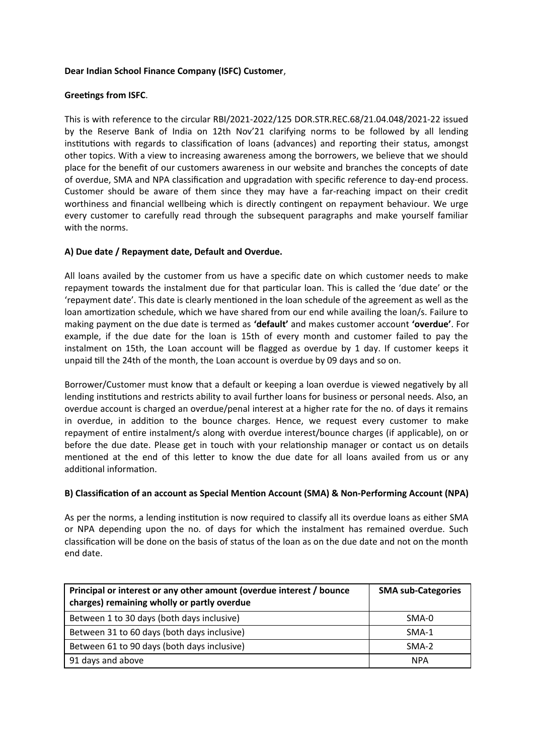**Dear Indian School Finance Company (ISFC) Customer**,

**Greetings from ISFC**.

This is with reference to the circular RBI/2021-2022/125 DOR.STR.REC.68/21.04.048/2021-22 issued by the Reserve Bank of India on 12th Nov'21 clarifying norms to be followed by all lending institutions with regards to classification of loans (advances) and reporting their status, amongst other topics. With a view to increasing awareness among the borrowers, we believe that we should place for the benefit of our customers awareness in our website and branches the concepts of date of overdue, SMA and NPA classification and upgradation with specific reference to day-end process. Customer should be aware of them since they may have a far-reaching impact on their credit worthiness and financial wellbeing which is directly contingent on repayment behaviour. We urge every customer to carefully read through the subsequent paragraphs and make yourself familiar with the norms.

**A) Due date / Repayment date, Default and Overdue.**

All loans availed by the customer from us have a specific date on which customer needs to make repayment towards the instalment due for that particular loan. This is called the 'due date' or the 'repayment date'. This date is clearly mentioned in the loan schedule of the agreement as well as the loan amortization schedule, which we have shared from our end while availing the loan/s. Failure to making payment on the due date is termed as **'default'** and makes customer account **'overdue'**. For example, if the due date for the loan is 15th of every month and customer failed to pay the instalment on 15th, the Loan account will be flagged as overdue by 1 day. If customer keeps it unpaid till the 24th of the month, the Loan account is overdue by 09 days and so on.

Borrower/Customer must know that a default or keeping a loan overdue is viewed negatively by all lending institutions and restricts ability to avail further loans for business or personal needs. Also, an overdue account is charged an overdue/penal interest at a higher rate for the no. of days it remains in overdue, in addition to the bounce charges. Hence, we request every customer to make repayment of entire instalment/s along with overdue interest/bounce charges (if applicable), on or before the due date. Please get in touch with your relationship manager or contact us on details mentioned at the end of this letter to know the due date for all loans availed from us or any additional information.

**B) Classification of an account as Special Mention Account (SMA) & Non-Performing Account (NPA)**

As per the norms, a lending institution is now required to classify all its overdue loans as either SMA or NPA depending upon the no. of days for which the instalment has remained overdue. Such classification will be done on the basis of status of the loan as on the due date and not on the month end date.

| Principal or interest or any other amount (overdue interest / bounce charges) remaining wholly or partly overdue | SMA sub-Categories |
|---|---|
| Between 1 to 30 days (both days inclusive) | SMA-0 |
| Between 31 to 60 days (both days inclusive) | SMA-1 |
| Between 61 to 90 days (both days inclusive) | SMA-2 |
| 91 days and above | NPA |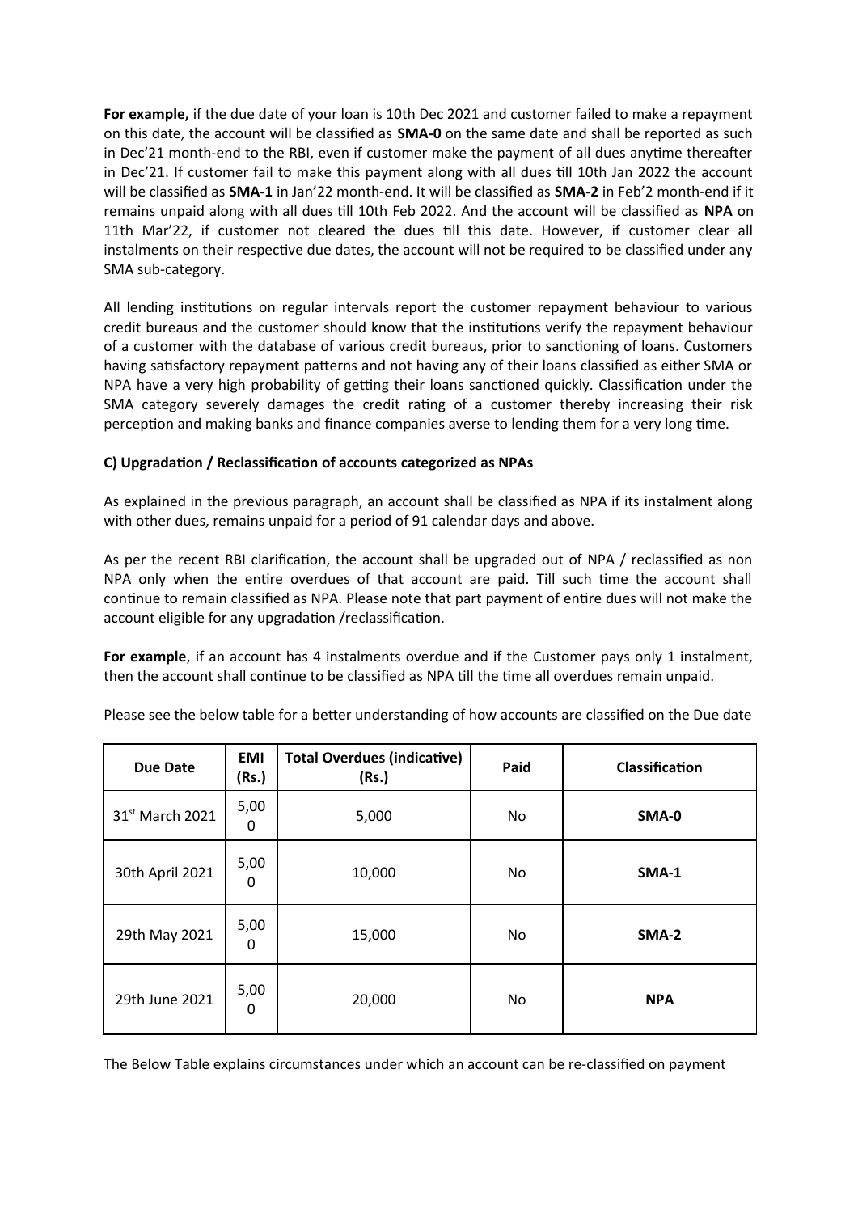**For example,** if the due date of your loan is 10th Dec 2021 and customer failed to make a repayment on this date, the account will be classified as **SMA-0** on the same date and shall be reported as such in Dec'21 month-end to the RBI, even if customer make the payment of all dues anytime thereafter in Dec'21. If customer fail to make this payment along with all dues till 10th Jan 2022 the account will be classified as **SMA-1** in Jan'22 month-end. It will be classified as **SMA-2** in Feb'2 month-end if it remains unpaid along with all dues till 10th Feb 2022. And the account will be classified as **NPA** on 11th Mar'22, if customer not cleared the dues till this date. However, if customer clear all instalments on their respective due dates, the account will not be required to be classified under any SMA sub-category.

All lending institutions on regular intervals report the customer repayment behaviour to various credit bureaus and the customer should know that the institutions verify the repayment behaviour of a customer with the database of various credit bureaus, prior to sanctioning of loans. Customers having satisfactory repayment patterns and not having any of their loans classified as either SMA or NPA have a very high probability of getting their loans sanctioned quickly. Classification under the SMA category severely damages the credit rating of a customer thereby increasing their risk perception and making banks and finance companies averse to lending them for a very long time.

### C) Upgradation / Reclassification of accounts categorized as NPAs

As explained in the previous paragraph, an account shall be classified as NPA if its instalment along with other dues, remains unpaid for a period of 91 calendar days and above.

As per the recent RBI clarification, the account shall be upgraded out of NPA / reclassified as non NPA only when the entire overdues of that account are paid. Till such time the account shall continue to remain classified as NPA. Please note that part payment of entire dues will not make the account eligible for any upgradation /reclassification.

**For example**, if an account has 4 instalments overdue and if the Customer pays only 1 instalment, then the account shall continue to be classified as NPA till the time all overdues remain unpaid.

Please see the below table for a better understanding of how accounts are classified on the Due date

| Due Date | EMI (Rs.) | Total Overdues (indicative) (Rs.) | Paid | Classification |
|---|---|---|---|---|
| 31st March 2021 | 5,000 | 5,000 | No | **SMA-0** |
| 30th April 2021 | 5,000 | 10,000 | No | **SMA-1** |
| 29th May 2021 | 5,000 | 15,000 | No | **SMA-2** |
| 29th June 2021 | 5,000 | 20,000 | No | **NPA** |

The Below Table explains circumstances under which an account can be re-classified on payment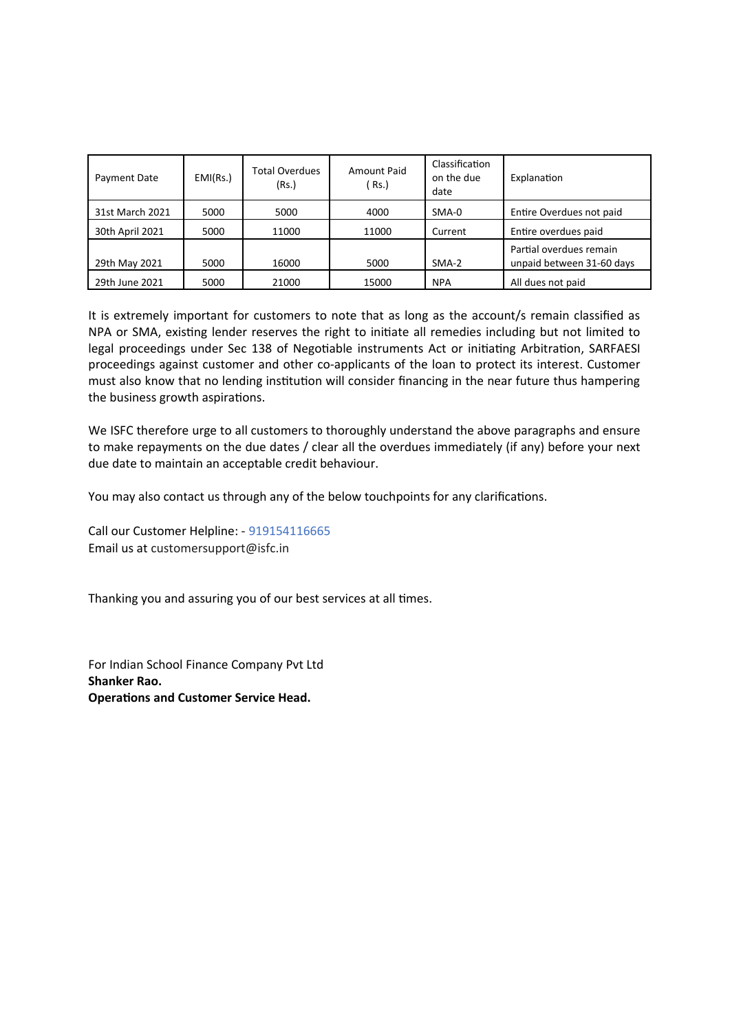| Payment Date | EMI(Rs.) | Total Overdues (Rs.) | Amount Paid ( Rs.) | Classification on the due date | Explanation |
|---|---|---|---|---|---|
| 31st March 2021 | 5000 | 5000 | 4000 | SMA-0 | Entire Overdues not paid |
| 30th April 2021 | 5000 | 11000 | 11000 | Current | Entire overdues paid |
| 29th May 2021 | 5000 | 16000 | 5000 | SMA-2 | Partial overdues remain unpaid between 31-60 days |
| 29th June 2021 | 5000 | 21000 | 15000 | NPA | All dues not paid |

It is extremely important for customers to note that as long as the account/s remain classified as NPA or SMA, existing lender reserves the right to initiate all remedies including but not limited to legal proceedings under Sec 138 of Negotiable instruments Act or initiating Arbitration, SARFAESI proceedings against customer and other co-applicants of the loan to protect its interest. Customer must also know that no lending institution will consider financing in the near future thus hampering the business growth aspirations.

We ISFC therefore urge to all customers to thoroughly understand the above paragraphs and ensure to make repayments on the due dates / clear all the overdues immediately (if any) before your next due date to maintain an acceptable credit behaviour.

You may also contact us through any of the below touchpoints for any clarifications.

Call our Customer Helpline: - 919154116665
Email us at customersupport@isfc.in

Thanking you and assuring you of our best services at all times.

For Indian School Finance Company Pvt Ltd
**Shanker Rao.**
**Operations and Customer Service Head.**